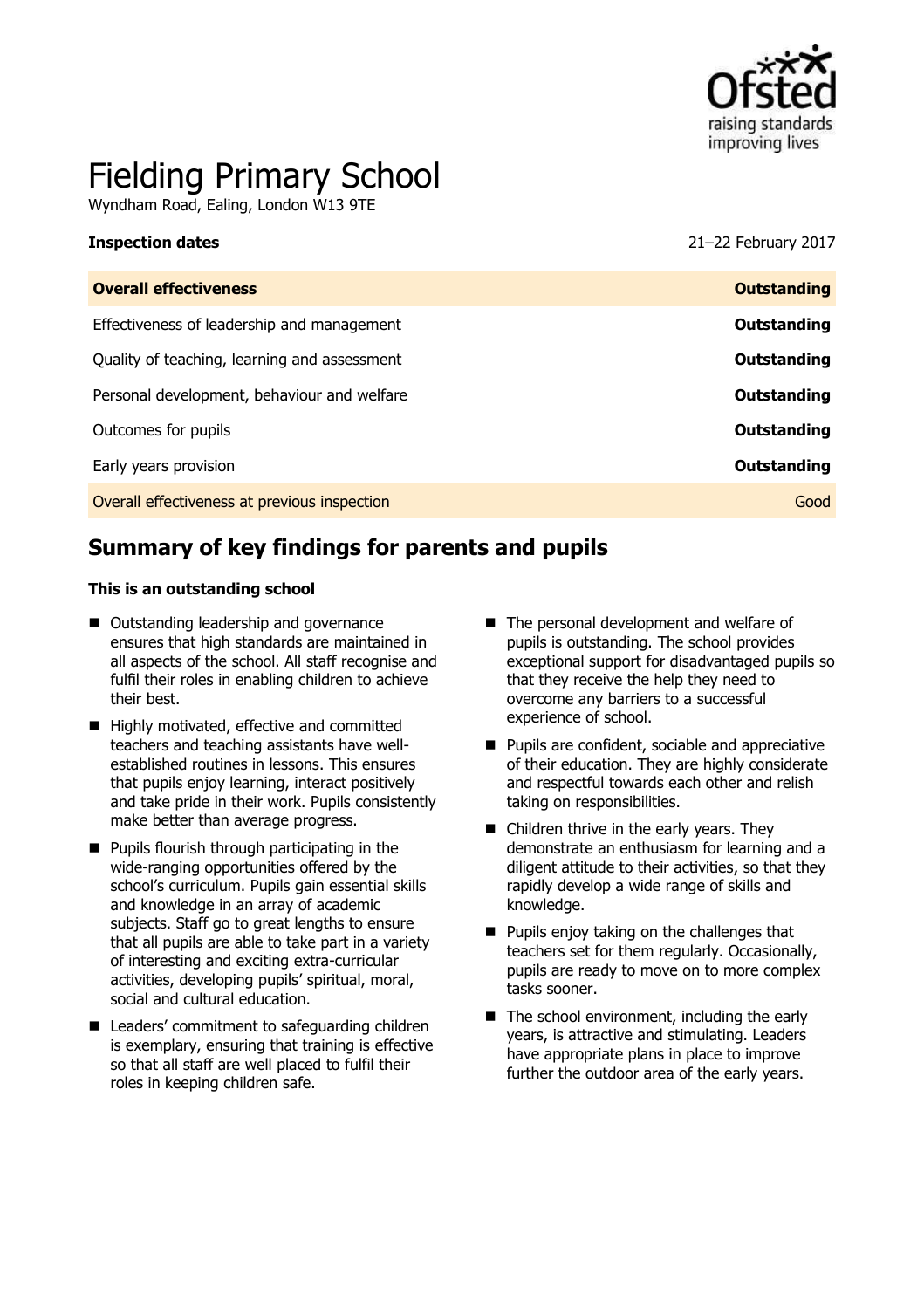# Fielding Primary School

Wyndham Road, Ealing, London W13 9TE

| **Inspection dates** | 21–22 February 2017 |
| --- | --- |
| **Overall effectiveness** | **Outstanding** |
| Effectiveness of leadership and management | **Outstanding** |
| Quality of teaching, learning and assessment | **Outstanding** |
| Personal development, behaviour and welfare | **Outstanding** |
| Outcomes for pupils | **Outstanding** |
| Early years provision | **Outstanding** |
| Overall effectiveness at previous inspection | Good |

## Summary of key findings for parents and pupils

**This is an outstanding school**

- Outstanding leadership and governance ensures that high standards are maintained in all aspects of the school. All staff recognise and fulfil their roles in enabling children to achieve their best.
- Highly motivated, effective and committed teachers and teaching assistants have well-established routines in lessons. This ensures that pupils enjoy learning, interact positively and take pride in their work. Pupils consistently make better than average progress.
- Pupils flourish through participating in the wide-ranging opportunities offered by the school's curriculum. Pupils gain essential skills and knowledge in an array of academic subjects. Staff go to great lengths to ensure that all pupils are able to take part in a variety of interesting and exciting extra-curricular activities, developing pupils' spiritual, moral, social and cultural education.
- Leaders' commitment to safeguarding children is exemplary, ensuring that training is effective so that all staff are well placed to fulfil their roles in keeping children safe.
- The personal development and welfare of pupils is outstanding. The school provides exceptional support for disadvantaged pupils so that they receive the help they need to overcome any barriers to a successful experience of school.
- Pupils are confident, sociable and appreciative of their education. They are highly considerate and respectful towards each other and relish taking on responsibilities.
- Children thrive in the early years. They demonstrate an enthusiasm for learning and a diligent attitude to their activities, so that they rapidly develop a wide range of skills and knowledge.
- Pupils enjoy taking on the challenges that teachers set for them regularly. Occasionally, pupils are ready to move on to more complex tasks sooner.
- The school environment, including the early years, is attractive and stimulating. Leaders have appropriate plans in place to improve further the outdoor area of the early years.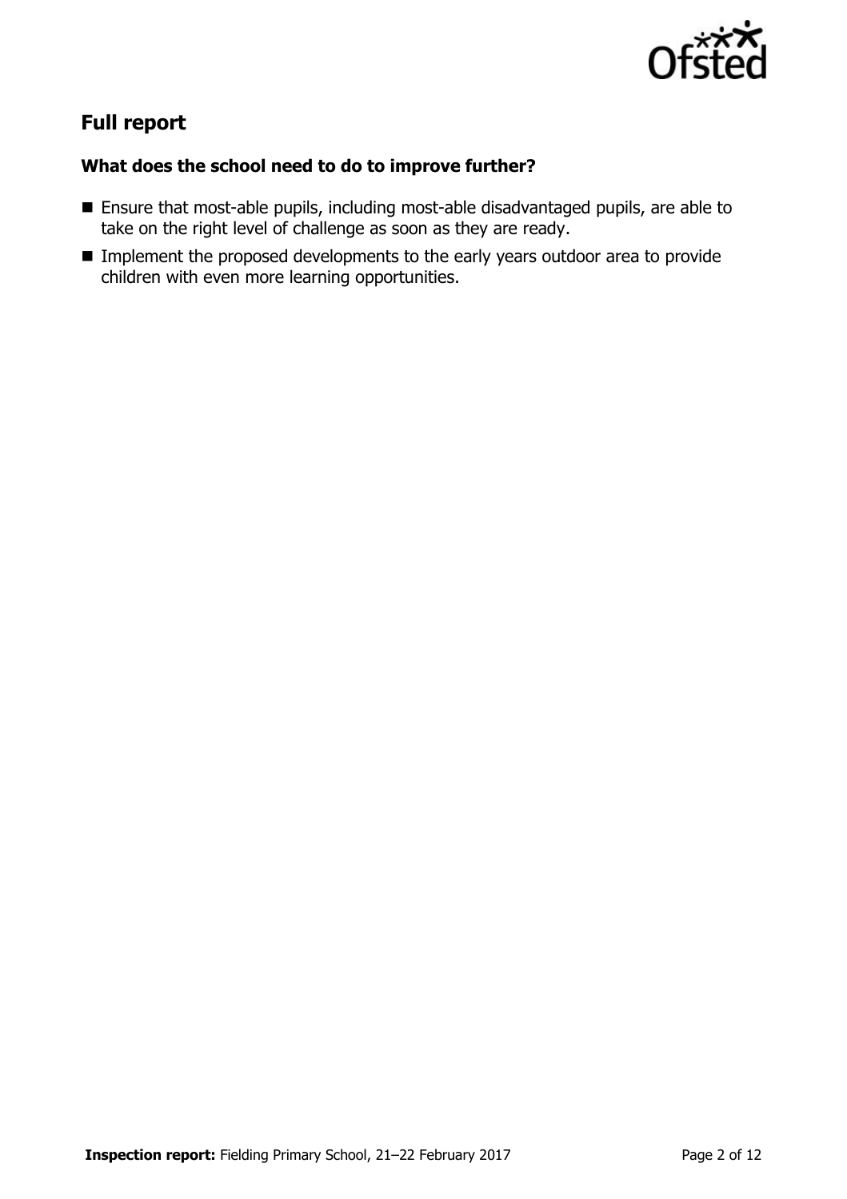## Full report

### What does the school need to do to improve further?

- Ensure that most-able pupils, including most-able disadvantaged pupils, are able to take on the right level of challenge as soon as they are ready.
- Implement the proposed developments to the early years outdoor area to provide children with even more learning opportunities.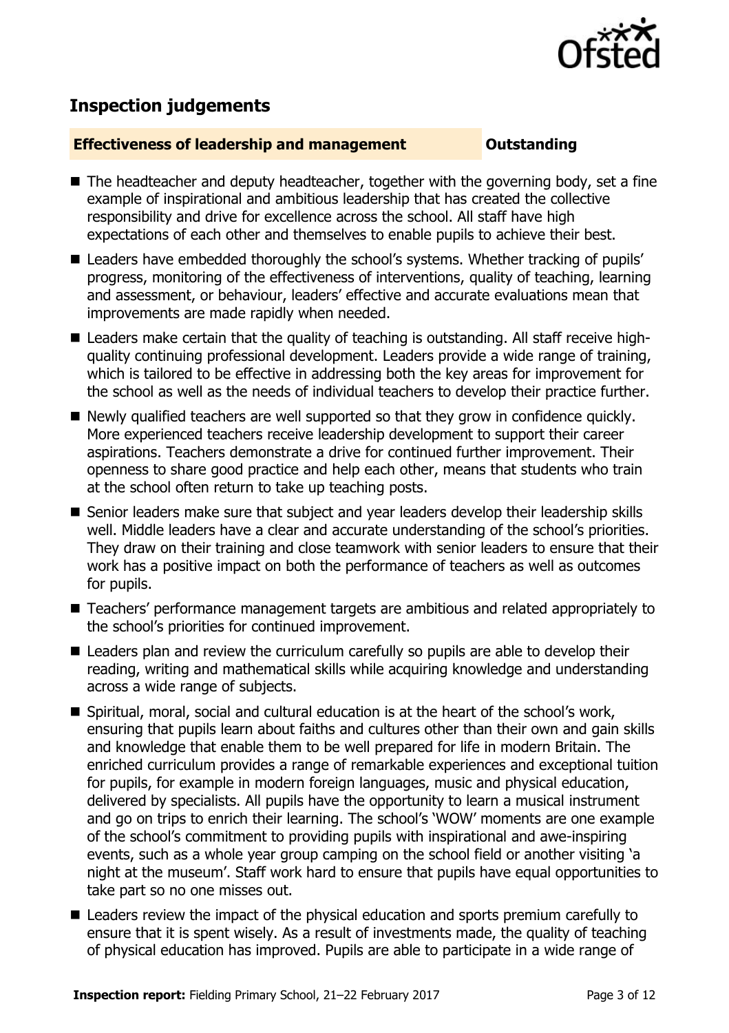## Inspection judgements

**Effectiveness of leadership and management** **Outstanding**

- The headteacher and deputy headteacher, together with the governing body, set a fine example of inspirational and ambitious leadership that has created the collective responsibility and drive for excellence across the school. All staff have high expectations of each other and themselves to enable pupils to achieve their best.
- Leaders have embedded thoroughly the school's systems. Whether tracking of pupils' progress, monitoring of the effectiveness of interventions, quality of teaching, learning and assessment, or behaviour, leaders' effective and accurate evaluations mean that improvements are made rapidly when needed.
- Leaders make certain that the quality of teaching is outstanding. All staff receive high-quality continuing professional development. Leaders provide a wide range of training, which is tailored to be effective in addressing both the key areas for improvement for the school as well as the needs of individual teachers to develop their practice further.
- Newly qualified teachers are well supported so that they grow in confidence quickly. More experienced teachers receive leadership development to support their career aspirations. Teachers demonstrate a drive for continued further improvement. Their openness to share good practice and help each other, means that students who train at the school often return to take up teaching posts.
- Senior leaders make sure that subject and year leaders develop their leadership skills well. Middle leaders have a clear and accurate understanding of the school's priorities. They draw on their training and close teamwork with senior leaders to ensure that their work has a positive impact on both the performance of teachers as well as outcomes for pupils.
- Teachers' performance management targets are ambitious and related appropriately to the school's priorities for continued improvement.
- Leaders plan and review the curriculum carefully so pupils are able to develop their reading, writing and mathematical skills while acquiring knowledge and understanding across a wide range of subjects.
- Spiritual, moral, social and cultural education is at the heart of the school's work, ensuring that pupils learn about faiths and cultures other than their own and gain skills and knowledge that enable them to be well prepared for life in modern Britain. The enriched curriculum provides a range of remarkable experiences and exceptional tuition for pupils, for example in modern foreign languages, music and physical education, delivered by specialists. All pupils have the opportunity to learn a musical instrument and go on trips to enrich their learning. The school's 'WOW' moments are one example of the school's commitment to providing pupils with inspirational and awe-inspiring events, such as a whole year group camping on the school field or another visiting 'a night at the museum'. Staff work hard to ensure that pupils have equal opportunities to take part so no one misses out.
- Leaders review the impact of the physical education and sports premium carefully to ensure that it is spent wisely. As a result of investments made, the quality of teaching of physical education has improved. Pupils are able to participate in a wide range of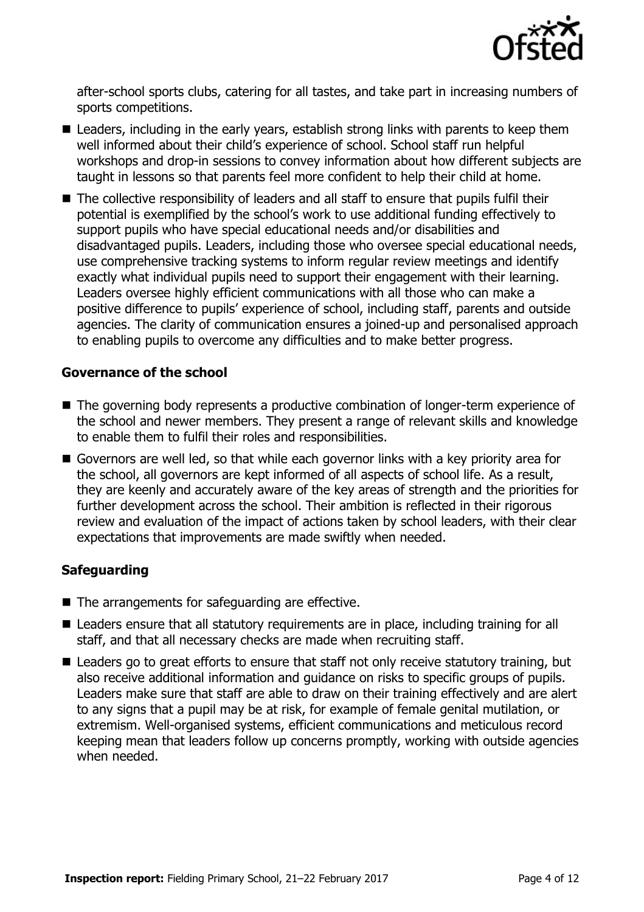after-school sports clubs, catering for all tastes, and take part in increasing numbers of sports competitions.

- Leaders, including in the early years, establish strong links with parents to keep them well informed about their child's experience of school. School staff run helpful workshops and drop-in sessions to convey information about how different subjects are taught in lessons so that parents feel more confident to help their child at home.
- The collective responsibility of leaders and all staff to ensure that pupils fulfil their potential is exemplified by the school's work to use additional funding effectively to support pupils who have special educational needs and/or disabilities and disadvantaged pupils. Leaders, including those who oversee special educational needs, use comprehensive tracking systems to inform regular review meetings and identify exactly what individual pupils need to support their engagement with their learning. Leaders oversee highly efficient communications with all those who can make a positive difference to pupils' experience of school, including staff, parents and outside agencies. The clarity of communication ensures a joined-up and personalised approach to enabling pupils to overcome any difficulties and to make better progress.

### Governance of the school

- The governing body represents a productive combination of longer-term experience of the school and newer members. They present a range of relevant skills and knowledge to enable them to fulfil their roles and responsibilities.
- Governors are well led, so that while each governor links with a key priority area for the school, all governors are kept informed of all aspects of school life. As a result, they are keenly and accurately aware of the key areas of strength and the priorities for further development across the school. Their ambition is reflected in their rigorous review and evaluation of the impact of actions taken by school leaders, with their clear expectations that improvements are made swiftly when needed.

### Safeguarding

- The arrangements for safeguarding are effective.
- Leaders ensure that all statutory requirements are in place, including training for all staff, and that all necessary checks are made when recruiting staff.
- Leaders go to great efforts to ensure that staff not only receive statutory training, but also receive additional information and guidance on risks to specific groups of pupils. Leaders make sure that staff are able to draw on their training effectively and are alert to any signs that a pupil may be at risk, for example of female genital mutilation, or extremism. Well-organised systems, efficient communications and meticulous record keeping mean that leaders follow up concerns promptly, working with outside agencies when needed.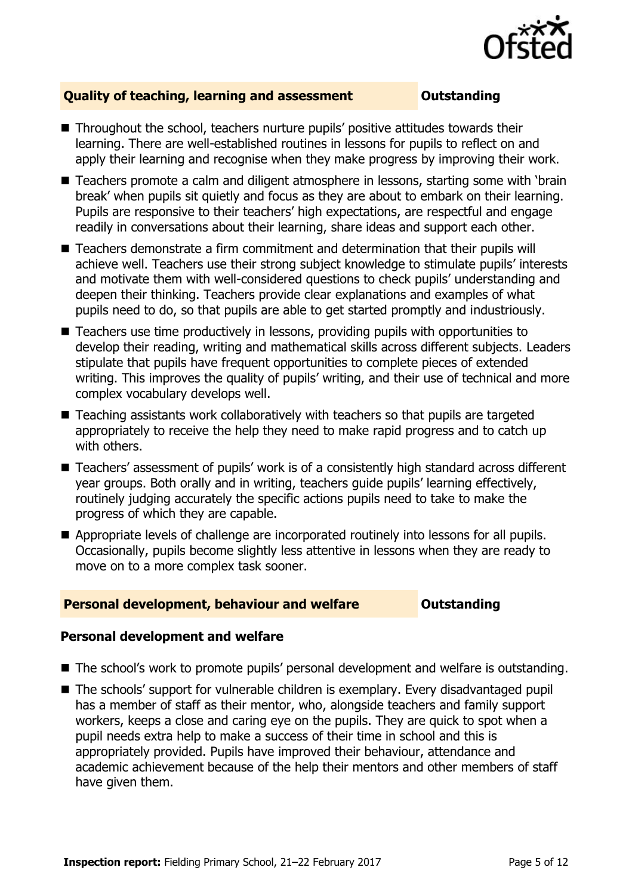## Quality of teaching, learning and assessment — Outstanding

- Throughout the school, teachers nurture pupils' positive attitudes towards their learning. There are well-established routines in lessons for pupils to reflect on and apply their learning and recognise when they make progress by improving their work.
- Teachers promote a calm and diligent atmosphere in lessons, starting some with 'brain break' when pupils sit quietly and focus as they are about to embark on their learning. Pupils are responsive to their teachers' high expectations, are respectful and engage readily in conversations about their learning, share ideas and support each other.
- Teachers demonstrate a firm commitment and determination that their pupils will achieve well. Teachers use their strong subject knowledge to stimulate pupils' interests and motivate them with well-considered questions to check pupils' understanding and deepen their thinking. Teachers provide clear explanations and examples of what pupils need to do, so that pupils are able to get started promptly and industriously.
- Teachers use time productively in lessons, providing pupils with opportunities to develop their reading, writing and mathematical skills across different subjects. Leaders stipulate that pupils have frequent opportunities to complete pieces of extended writing. This improves the quality of pupils' writing, and their use of technical and more complex vocabulary develops well.
- Teaching assistants work collaboratively with teachers so that pupils are targeted appropriately to receive the help they need to make rapid progress and to catch up with others.
- Teachers' assessment of pupils' work is of a consistently high standard across different year groups. Both orally and in writing, teachers guide pupils' learning effectively, routinely judging accurately the specific actions pupils need to take to make the progress of which they are capable.
- Appropriate levels of challenge are incorporated routinely into lessons for all pupils. Occasionally, pupils become slightly less attentive in lessons when they are ready to move on to a more complex task sooner.

## Personal development, behaviour and welfare — Outstanding

### Personal development and welfare

- The school's work to promote pupils' personal development and welfare is outstanding.
- The schools' support for vulnerable children is exemplary. Every disadvantaged pupil has a member of staff as their mentor, who, alongside teachers and family support workers, keeps a close and caring eye on the pupils. They are quick to spot when a pupil needs extra help to make a success of their time in school and this is appropriately provided. Pupils have improved their behaviour, attendance and academic achievement because of the help their mentors and other members of staff have given them.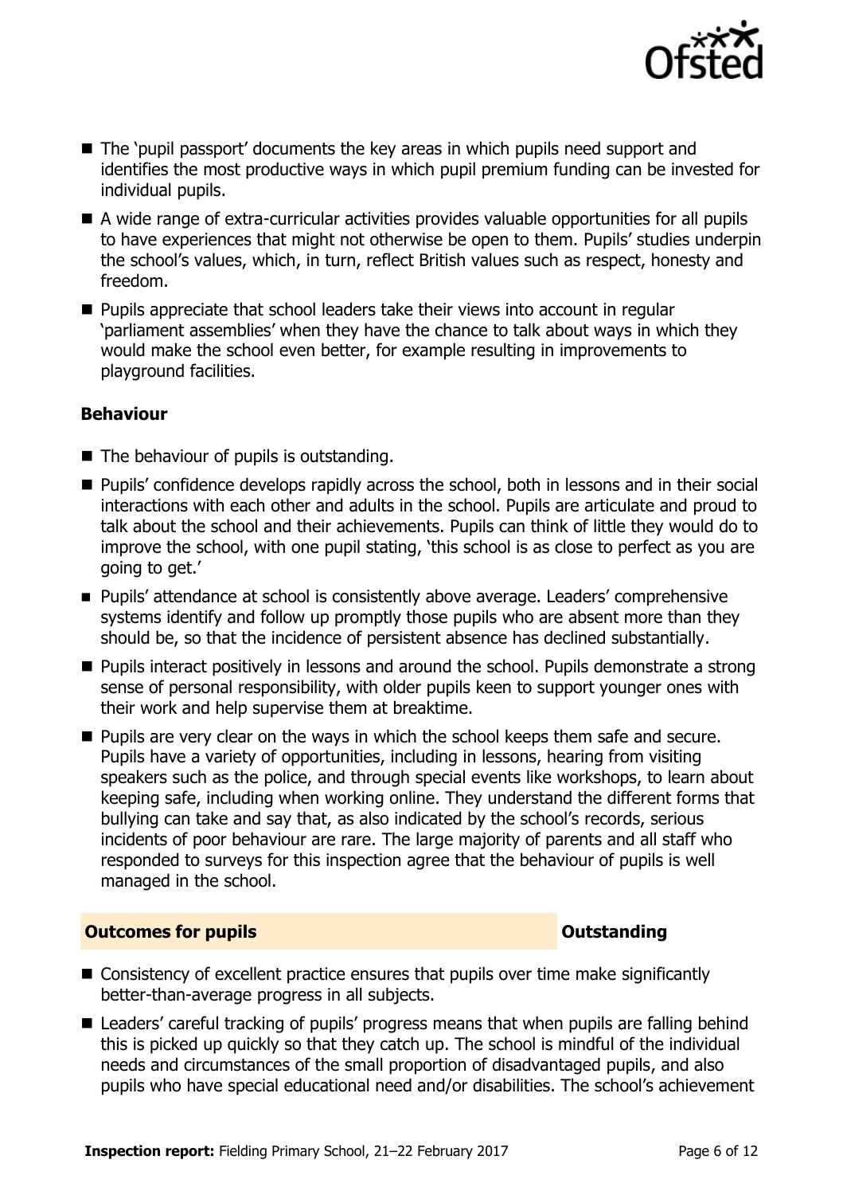- The 'pupil passport' documents the key areas in which pupils need support and identifies the most productive ways in which pupil premium funding can be invested for individual pupils.
- A wide range of extra-curricular activities provides valuable opportunities for all pupils to have experiences that might not otherwise be open to them. Pupils' studies underpin the school's values, which, in turn, reflect British values such as respect, honesty and freedom.
- Pupils appreciate that school leaders take their views into account in regular 'parliament assemblies' when they have the chance to talk about ways in which they would make the school even better, for example resulting in improvements to playground facilities.

### Behaviour

- The behaviour of pupils is outstanding.
- Pupils' confidence develops rapidly across the school, both in lessons and in their social interactions with each other and adults in the school. Pupils are articulate and proud to talk about the school and their achievements. Pupils can think of little they would do to improve the school, with one pupil stating, 'this school is as close to perfect as you are going to get.'
- Pupils' attendance at school is consistently above average. Leaders' comprehensive systems identify and follow up promptly those pupils who are absent more than they should be, so that the incidence of persistent absence has declined substantially.
- Pupils interact positively in lessons and around the school. Pupils demonstrate a strong sense of personal responsibility, with older pupils keen to support younger ones with their work and help supervise them at breaktime.
- Pupils are very clear on the ways in which the school keeps them safe and secure. Pupils have a variety of opportunities, including in lessons, hearing from visiting speakers such as the police, and through special events like workshops, to learn about keeping safe, including when working online. They understand the different forms that bullying can take and say that, as also indicated by the school's records, serious incidents of poor behaviour are rare. The large majority of parents and all staff who responded to surveys for this inspection agree that the behaviour of pupils is well managed in the school.

## Outcomes for pupils — Outstanding

- Consistency of excellent practice ensures that pupils over time make significantly better-than-average progress in all subjects.
- Leaders' careful tracking of pupils' progress means that when pupils are falling behind this is picked up quickly so that they catch up. The school is mindful of the individual needs and circumstances of the small proportion of disadvantaged pupils, and also pupils who have special educational need and/or disabilities. The school's achievement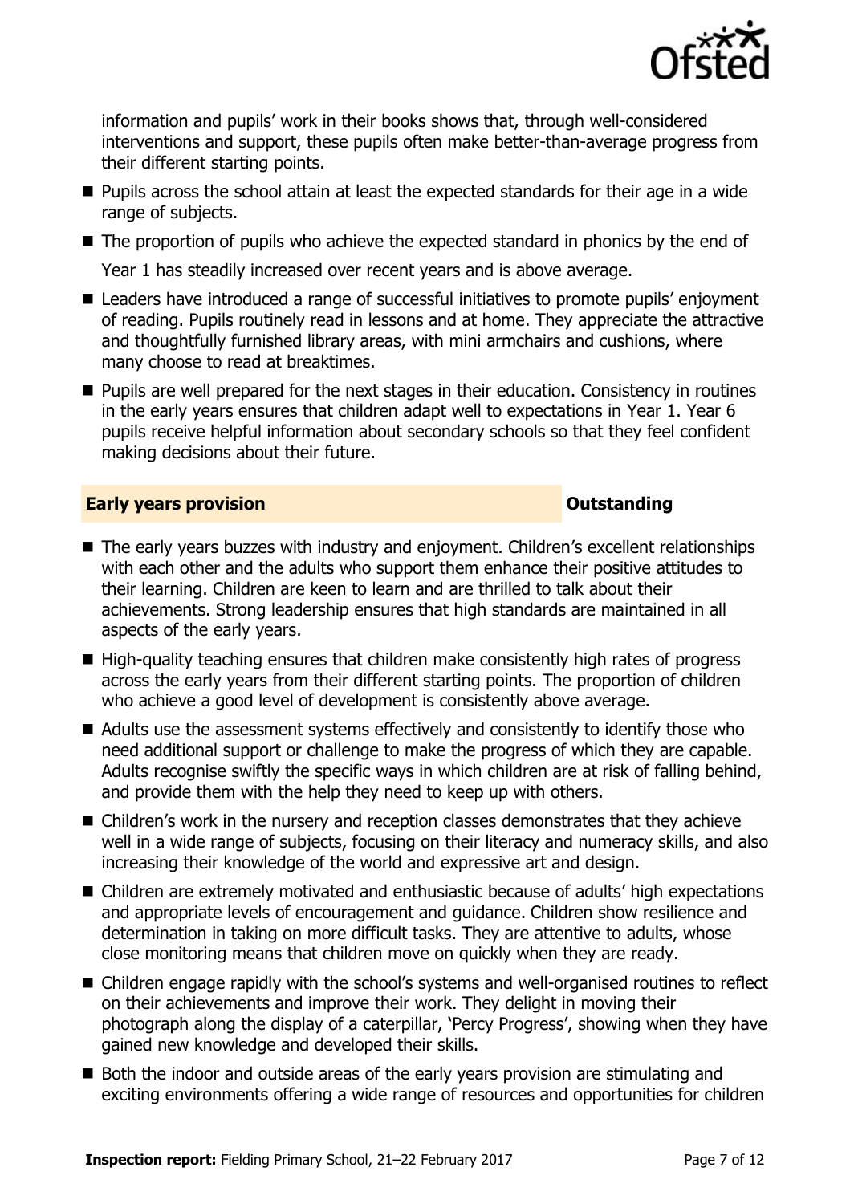information and pupils' work in their books shows that, through well-considered interventions and support, these pupils often make better-than-average progress from their different starting points.

- Pupils across the school attain at least the expected standards for their age in a wide range of subjects.
- The proportion of pupils who achieve the expected standard in phonics by the end of Year 1 has steadily increased over recent years and is above average.
- Leaders have introduced a range of successful initiatives to promote pupils' enjoyment of reading. Pupils routinely read in lessons and at home. They appreciate the attractive and thoughtfully furnished library areas, with mini armchairs and cushions, where many choose to read at breaktimes.
- Pupils are well prepared for the next stages in their education. Consistency in routines in the early years ensures that children adapt well to expectations in Year 1. Year 6 pupils receive helpful information about secondary schools so that they feel confident making decisions about their future.

## Early years provision — Outstanding

- The early years buzzes with industry and enjoyment. Children's excellent relationships with each other and the adults who support them enhance their positive attitudes to their learning. Children are keen to learn and are thrilled to talk about their achievements. Strong leadership ensures that high standards are maintained in all aspects of the early years.
- High-quality teaching ensures that children make consistently high rates of progress across the early years from their different starting points. The proportion of children who achieve a good level of development is consistently above average.
- Adults use the assessment systems effectively and consistently to identify those who need additional support or challenge to make the progress of which they are capable. Adults recognise swiftly the specific ways in which children are at risk of falling behind, and provide them with the help they need to keep up with others.
- Children's work in the nursery and reception classes demonstrates that they achieve well in a wide range of subjects, focusing on their literacy and numeracy skills, and also increasing their knowledge of the world and expressive art and design.
- Children are extremely motivated and enthusiastic because of adults' high expectations and appropriate levels of encouragement and guidance. Children show resilience and determination in taking on more difficult tasks. They are attentive to adults, whose close monitoring means that children move on quickly when they are ready.
- Children engage rapidly with the school's systems and well-organised routines to reflect on their achievements and improve their work. They delight in moving their photograph along the display of a caterpillar, 'Percy Progress', showing when they have gained new knowledge and developed their skills.
- Both the indoor and outside areas of the early years provision are stimulating and exciting environments offering a wide range of resources and opportunities for children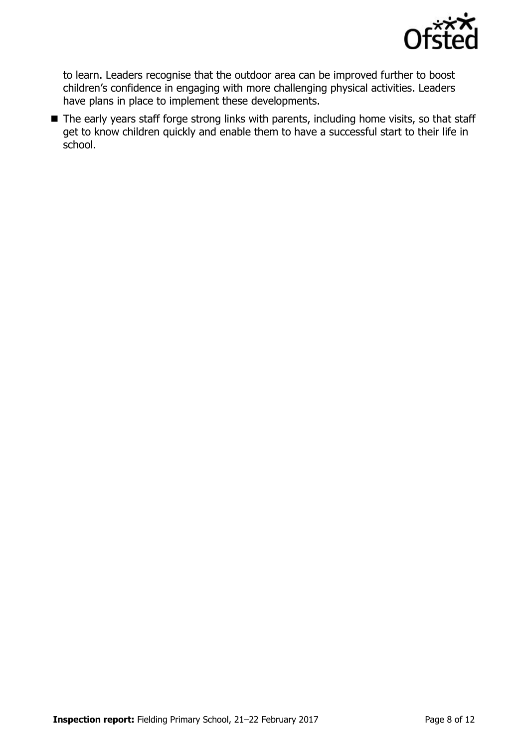to learn. Leaders recognise that the outdoor area can be improved further to boost children's confidence in engaging with more challenging physical activities. Leaders have plans in place to implement these developments.

- The early years staff forge strong links with parents, including home visits, so that staff get to know children quickly and enable them to have a successful start to their life in school.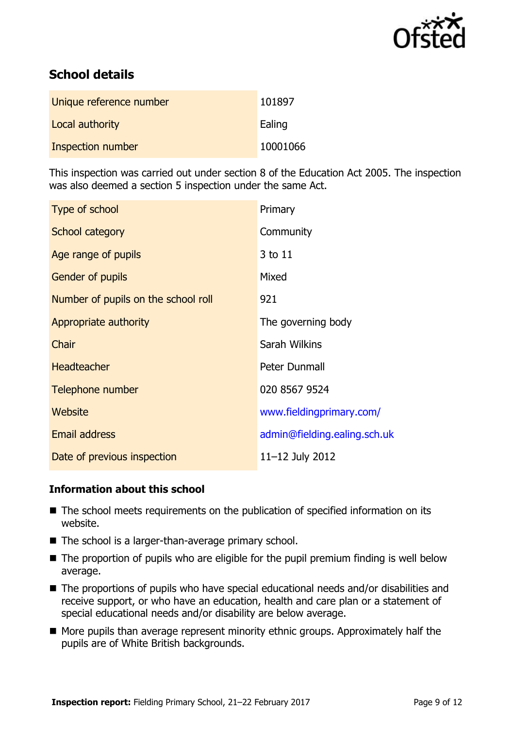## School details

| | |
|---|---|
| Unique reference number | 101897 |
| Local authority | Ealing |
| Inspection number | 10001066 |

This inspection was carried out under section 8 of the Education Act 2005. The inspection was also deemed a section 5 inspection under the same Act.

| | |
|---|---|
| Type of school | Primary |
| School category | Community |
| Age range of pupils | 3 to 11 |
| Gender of pupils | Mixed |
| Number of pupils on the school roll | 921 |
| Appropriate authority | The governing body |
| Chair | Sarah Wilkins |
| Headteacher | Peter Dunmall |
| Telephone number | 020 8567 9524 |
| Website | www.fieldingprimary.com/ |
| Email address | admin@fielding.ealing.sch.uk |
| Date of previous inspection | 11–12 July 2012 |

### Information about this school

- The school meets requirements on the publication of specified information on its website.
- The school is a larger-than-average primary school.
- The proportion of pupils who are eligible for the pupil premium finding is well below average.
- The proportions of pupils who have special educational needs and/or disabilities and receive support, or who have an education, health and care plan or a statement of special educational needs and/or disability are below average.
- More pupils than average represent minority ethnic groups. Approximately half the pupils are of White British backgrounds.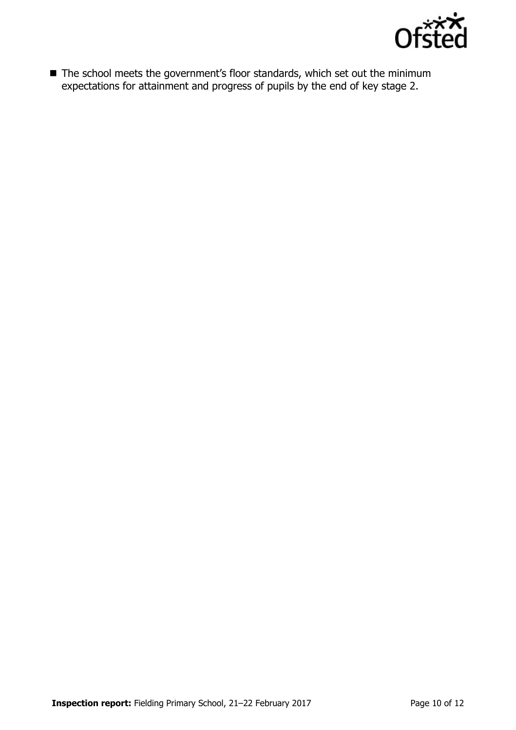- The school meets the government's floor standards, which set out the minimum expectations for attainment and progress of pupils by the end of key stage 2.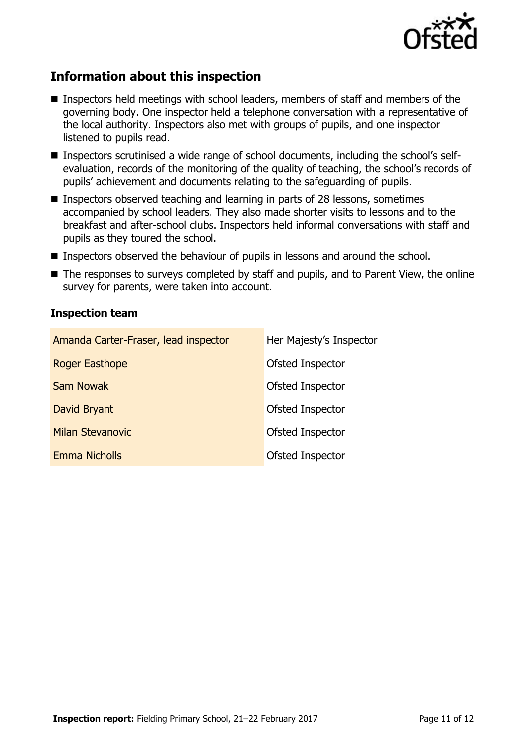## Information about this inspection

- Inspectors held meetings with school leaders, members of staff and members of the governing body. One inspector held a telephone conversation with a representative of the local authority. Inspectors also met with groups of pupils, and one inspector listened to pupils read.
- Inspectors scrutinised a wide range of school documents, including the school's self-evaluation, records of the monitoring of the quality of teaching, the school's records of pupils' achievement and documents relating to the safeguarding of pupils.
- Inspectors observed teaching and learning in parts of 28 lessons, sometimes accompanied by school leaders. They also made shorter visits to lessons and to the breakfast and after-school clubs. Inspectors held informal conversations with staff and pupils as they toured the school.
- Inspectors observed the behaviour of pupils in lessons and around the school.
- The responses to surveys completed by staff and pupils, and to Parent View, the online survey for parents, were taken into account.

### Inspection team

| | |
|---|---|
| Amanda Carter-Fraser, lead inspector | Her Majesty's Inspector |
| Roger Easthope | Ofsted Inspector |
| Sam Nowak | Ofsted Inspector |
| David Bryant | Ofsted Inspector |
| Milan Stevanovic | Ofsted Inspector |
| Emma Nicholls | Ofsted Inspector |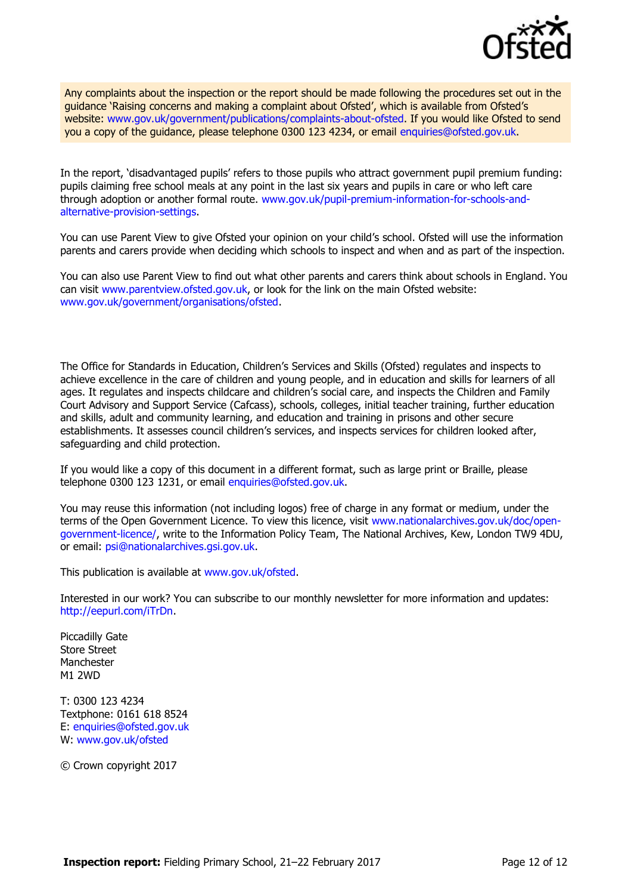Any complaints about the inspection or the report should be made following the procedures set out in the guidance 'Raising concerns and making a complaint about Ofsted', which is available from Ofsted's website: www.gov.uk/government/publications/complaints-about-ofsted. If you would like Ofsted to send you a copy of the guidance, please telephone 0300 123 4234, or email enquiries@ofsted.gov.uk.

In the report, 'disadvantaged pupils' refers to those pupils who attract government pupil premium funding: pupils claiming free school meals at any point in the last six years and pupils in care or who left care through adoption or another formal route. www.gov.uk/pupil-premium-information-for-schools-and-alternative-provision-settings.

You can use Parent View to give Ofsted your opinion on your child's school. Ofsted will use the information parents and carers provide when deciding which schools to inspect and when and as part of the inspection.

You can also use Parent View to find out what other parents and carers think about schools in England. You can visit www.parentview.ofsted.gov.uk, or look for the link on the main Ofsted website: www.gov.uk/government/organisations/ofsted.

The Office for Standards in Education, Children's Services and Skills (Ofsted) regulates and inspects to achieve excellence in the care of children and young people, and in education and skills for learners of all ages. It regulates and inspects childcare and children's social care, and inspects the Children and Family Court Advisory and Support Service (Cafcass), schools, colleges, initial teacher training, further education and skills, adult and community learning, and education and training in prisons and other secure establishments. It assesses council children's services, and inspects services for children looked after, safeguarding and child protection.

If you would like a copy of this document in a different format, such as large print or Braille, please telephone 0300 123 1231, or email enquiries@ofsted.gov.uk.

You may reuse this information (not including logos) free of charge in any format or medium, under the terms of the Open Government Licence. To view this licence, visit www.nationalarchives.gov.uk/doc/open-government-licence/, write to the Information Policy Team, The National Archives, Kew, London TW9 4DU, or email: psi@nationalarchives.gsi.gov.uk.

This publication is available at www.gov.uk/ofsted.

Interested in our work? You can subscribe to our monthly newsletter for more information and updates: http://eepurl.com/iTrDn.

Piccadilly Gate
Store Street
Manchester
M1 2WD

T: 0300 123 4234
Textphone: 0161 618 8524
E: enquiries@ofsted.gov.uk
W: www.gov.uk/ofsted

© Crown copyright 2017